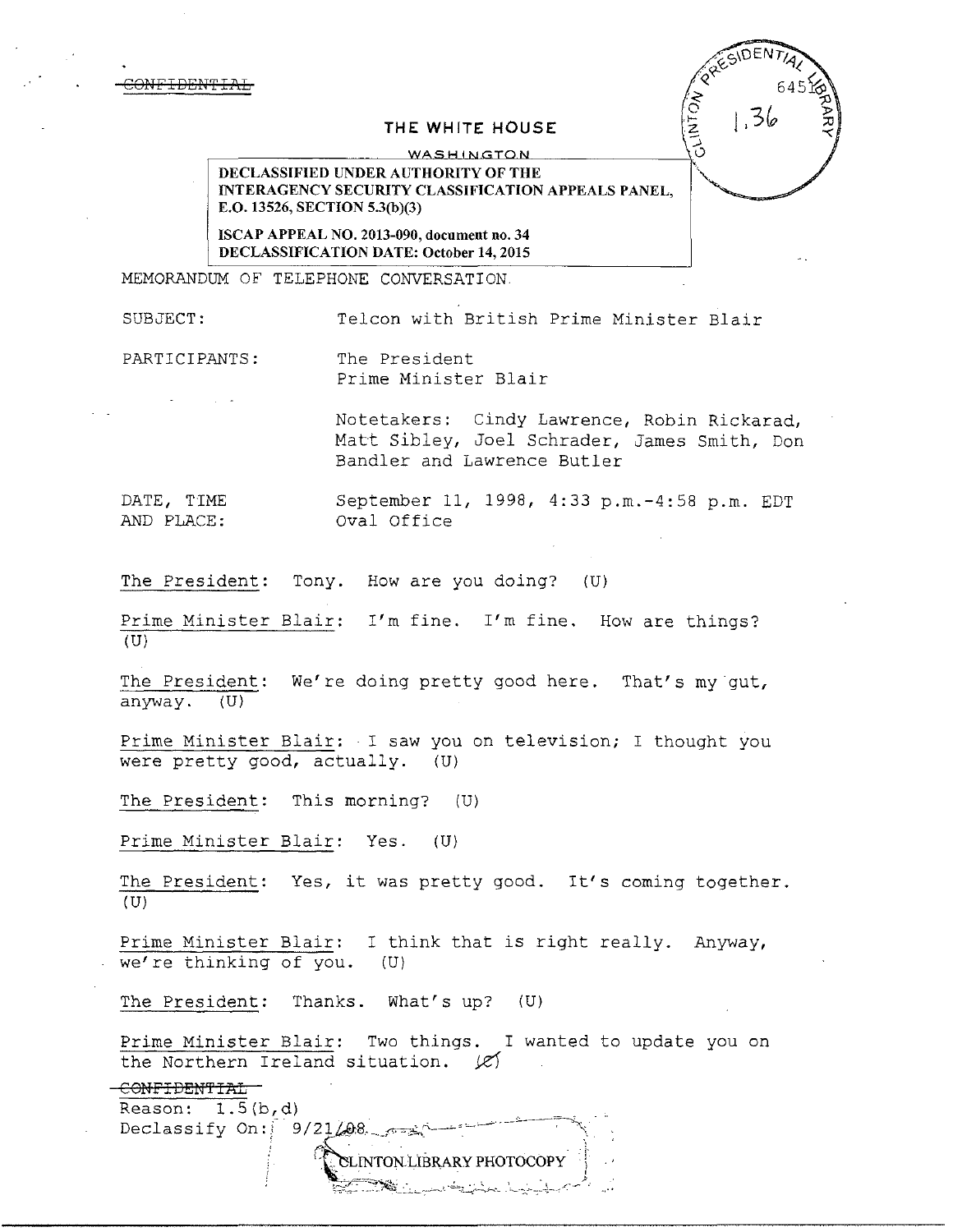~~CONFIDENTIAL~~

THE WHITE HOUSE

WASHINGTON

DECLASSIFIED UNDER AUTHORITY OF THE INTERAGENCY SECURITY CLASSIFICATION APPEALS PANEL, E.O. 13526, SECTION 5.3(b)(3)

ISCAP APPEAL NO. 2013-090, document no. 34
DECLASSIFICATION DATE: October 14, 2015

CLINTON PRESIDENTIAL LIBRARY 6451 1.36

MEMORANDUM OF TELEPHONE CONVERSATION

SUBJECT: Telcon with British Prime Minister Blair

PARTICIPANTS: The President
Prime Minister Blair

Notetakers: Cindy Lawrence, Robin Rickarad, Matt Sibley, Joel Schrader, James Smith, Don Bandler and Lawrence Butler

DATE, TIME AND PLACE: September 11, 1998, 4:33 p.m.-4:58 p.m. EDT
Oval Office

The President: Tony. How are you doing? (U)

Prime Minister Blair: I'm fine. I'm fine. How are things? (U)

The President: We're doing pretty good here. That's my gut, anyway. (U)

Prime Minister Blair: I saw you on television; I thought you were pretty good, actually. (U)

The President: This morning? (U)

Prime Minister Blair: Yes. (U)

The President: Yes, it was pretty good. It's coming together. (U)

Prime Minister Blair: I think that is right really. Anyway, we're thinking of you. (U)

The President: Thanks. What's up? (U)

Prime Minister Blair: Two things. I wanted to update you on the Northern Ireland situation. ~~(C)~~

~~CONFIDENTIAL~~
Reason: 1.5(b,d)
Declassify On: 9/21/08

CLINTON LIBRARY PHOTOCOPY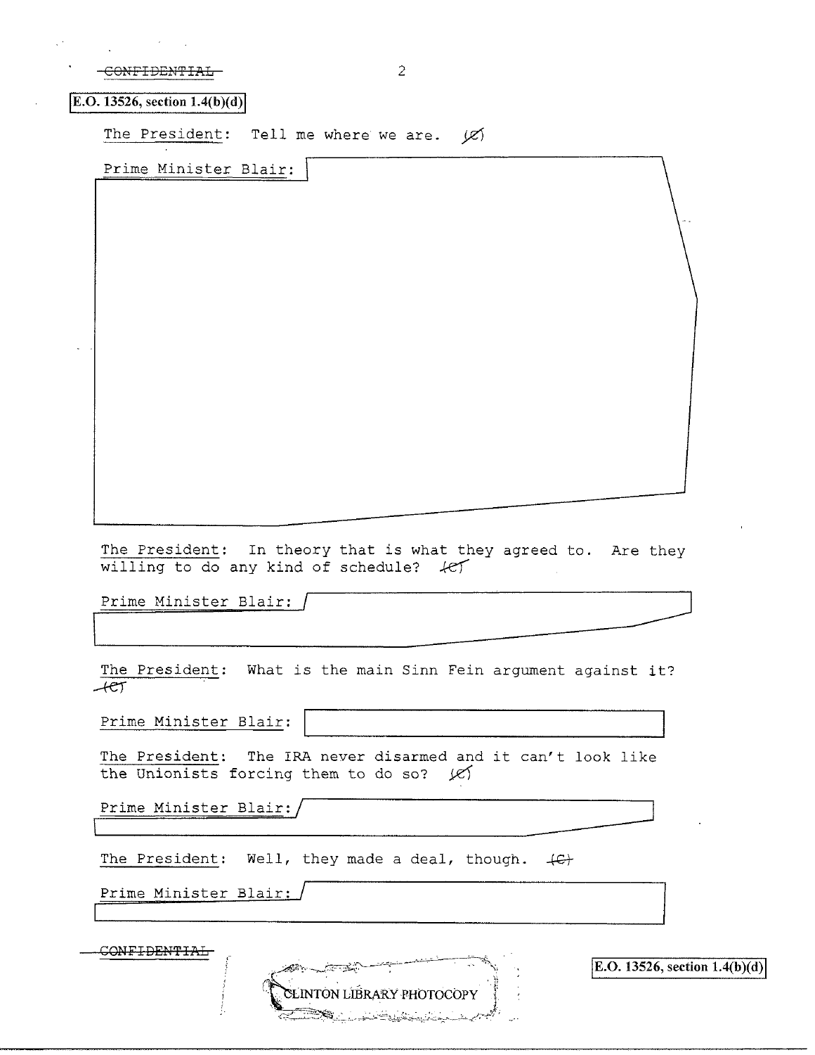~~CONFIDENTIAL~~

E.O. 13526, section 1.4(b)(d)

The President: Tell me where we are. (C)

Prime Minister Blair:

The President: In theory that is what they agreed to. Are they willing to do any kind of schedule? (C)

Prime Minister Blair:

The President: What is the main Sinn Fein argument against it? (C)

Prime Minister Blair:

The President: The IRA never disarmed and it can't look like the Unionists forcing them to do so? (C)

Prime Minister Blair:

The President: Well, they made a deal, though. (C)

Prime Minister Blair:

~~CONFIDENTIAL~~

CLINTON LIBRARY PHOTOCOPY

E.O. 13526, section 1.4(b)(d)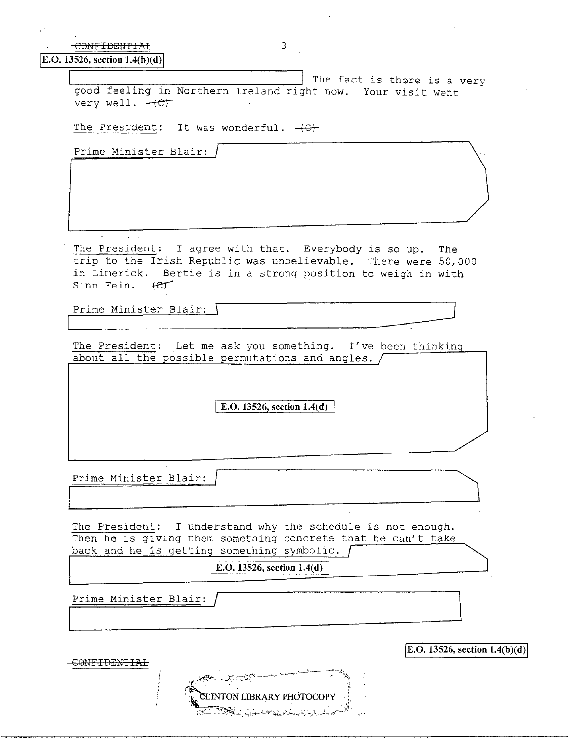~~CONFIDENTIAL~~

E.O. 13526, section 1.4(b)(d)

The fact is there is a very good feeling in Northern Ireland right now. Your visit went very well. ~~(C)~~

The President: It was wonderful. ~~(C)~~

Prime Minister Blair:

The President: I agree with that. Everybody is so up. The trip to the Irish Republic was unbelievable. There were 50,000 in Limerick. Bertie is in a strong position to weigh in with Sinn Fein. ~~(C)~~

Prime Minister Blair:

The President: Let me ask you something. I've been thinking about all the possible permutations and angles.

E.O. 13526, section 1.4(d)

Prime Minister Blair:

The President: I understand why the schedule is not enough. Then he is giving them something concrete that he can't take back and he is getting something symbolic.

E.O. 13526, section 1.4(d)

Prime Minister Blair:

E.O. 13526, section 1.4(b)(d)

~~CONFIDENTIAL~~

CLINTON LIBRARY PHOTOCOPY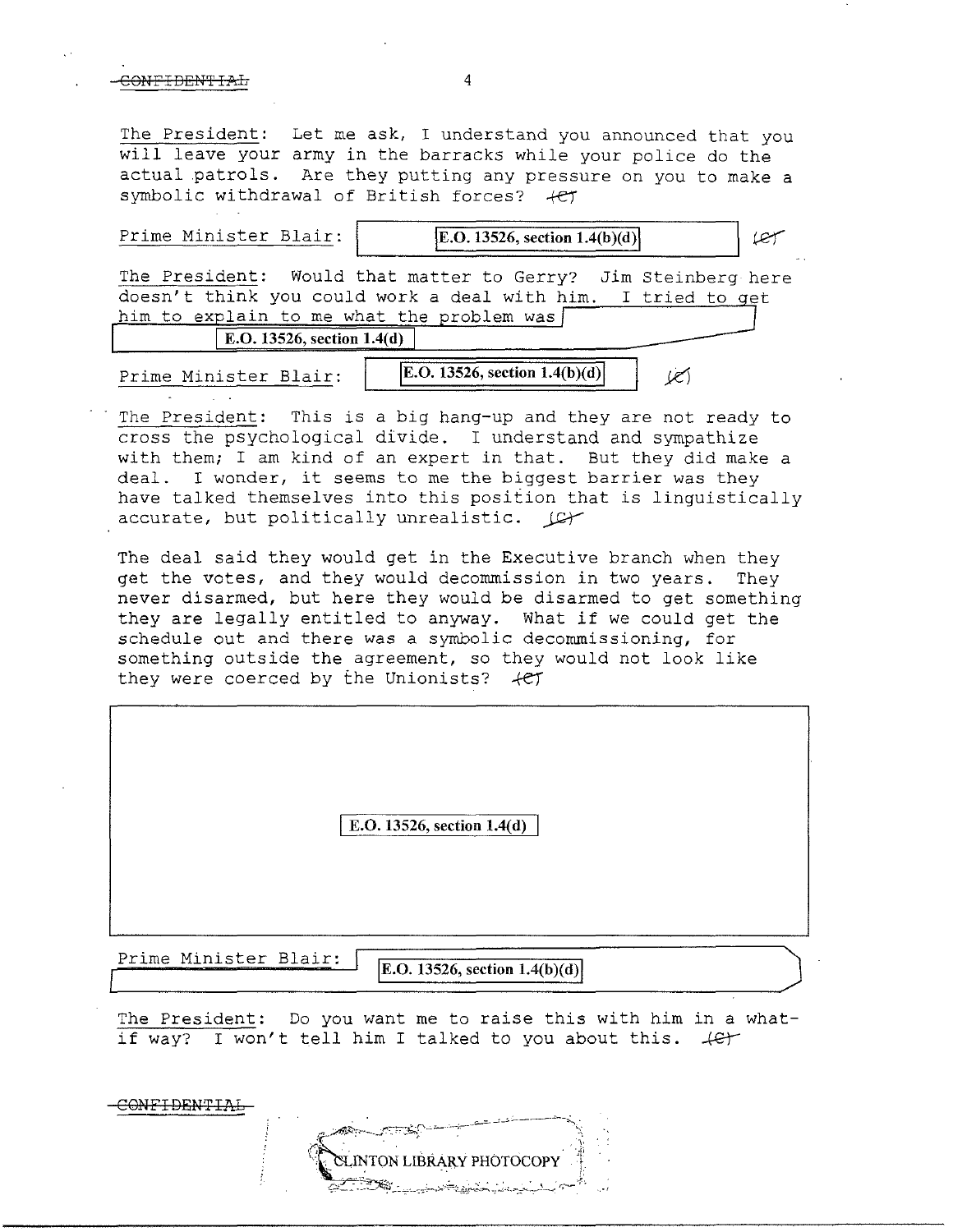The President: Let me ask, I understand you announced that you will leave your army in the barracks while your police do the actual patrols. Are they putting any pressure on you to make a symbolic withdrawal of British forces? (C)

Prime Minister Blair: E.O. 13526, section 1.4(b)(d) (C)

The President: Would that matter to Gerry? Jim Steinberg here doesn't think you could work a deal with him. I tried to get him to explain to me what the problem was E.O. 13526, section 1.4(d)

Prime Minister Blair: E.O. 13526, section 1.4(b)(d) (C)

The President: This is a big hang-up and they are not ready to cross the psychological divide. I understand and sympathize with them; I am kind of an expert in that. But they did make a deal. I wonder, it seems to me the biggest barrier was they have talked themselves into this position that is linguistically accurate, but politically unrealistic. (C)

The deal said they would get in the Executive branch when they get the votes, and they would decommission in two years. They never disarmed, but here they would be disarmed to get something they are legally entitled to anyway. What if we could get the schedule out and there was a symbolic decommissioning, for something outside the agreement, so they would not look like they were coerced by the Unionists? (C)

E.O. 13526, section 1.4(d)

Prime Minister Blair: E.O. 13526, section 1.4(b)(d)

The President: Do you want me to raise this with him in a what-if way? I won't tell him I talked to you about this. (C)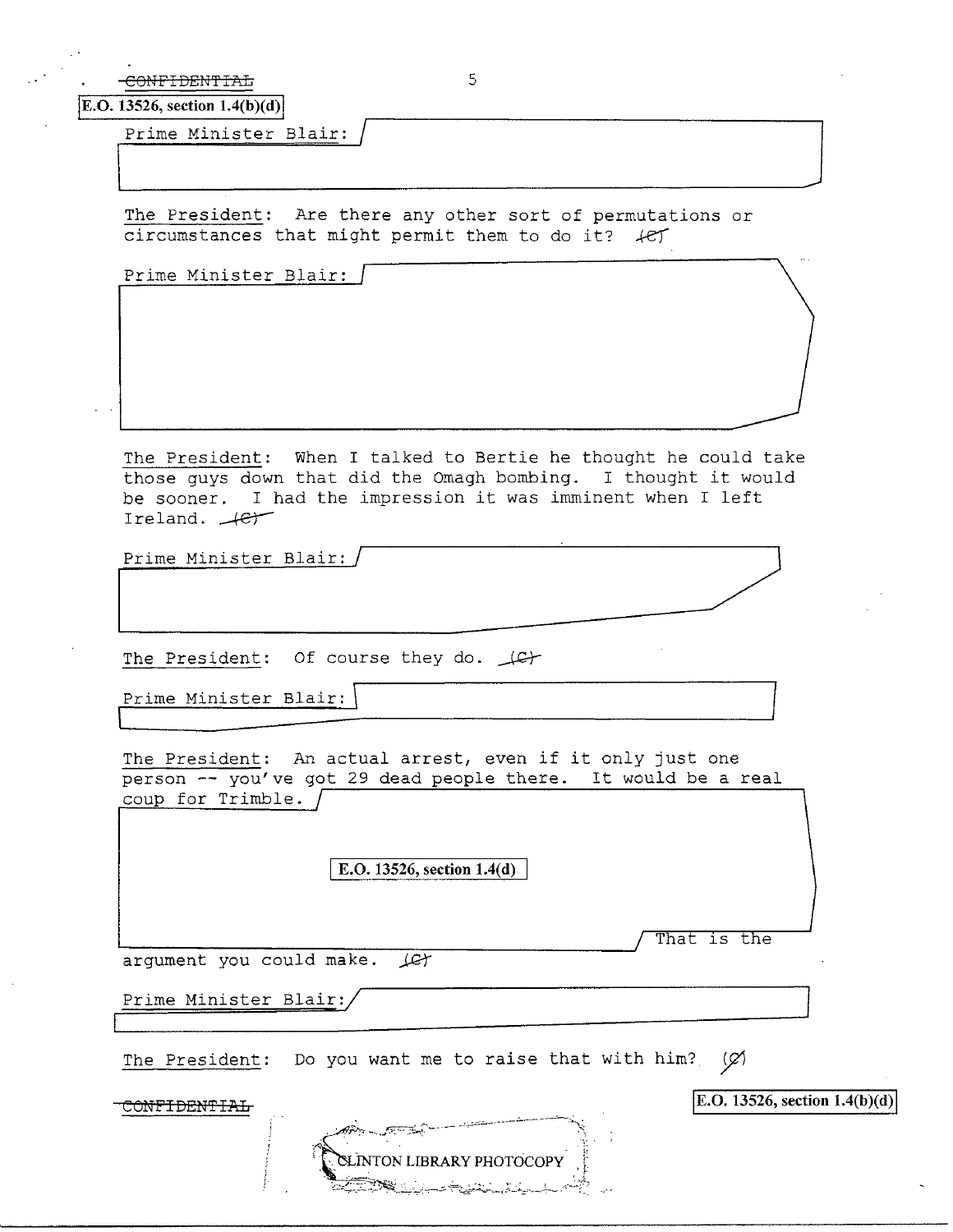~~CONFIDENTIAL~~

E.O. 13526, section 1.4(b)(d)

Prime Minister Blair:

The President: Are there any other sort of permutations or circumstances that might permit them to do it? ~~(C)~~

Prime Minister Blair:

The President: When I talked to Bertie he thought he could take those guys down that did the Omagh bombing. I thought it would be sooner. I had the impression it was imminent when I left Ireland. ~~(C)~~

Prime Minister Blair:

The President: Of course they do. ~~(C)~~

Prime Minister Blair:

The President: An actual arrest, even if it only just one person -- you've got 29 dead people there. It would be a real coup for Trimble.

E.O. 13526, section 1.4(d)

That is the argument you could make. ~~(C)~~

Prime Minister Blair:

The President: Do you want me to raise that with him? ~~(C)~~

~~CONFIDENTIAL~~

E.O. 13526, section 1.4(b)(d)

CLINTON LIBRARY PHOTOCOPY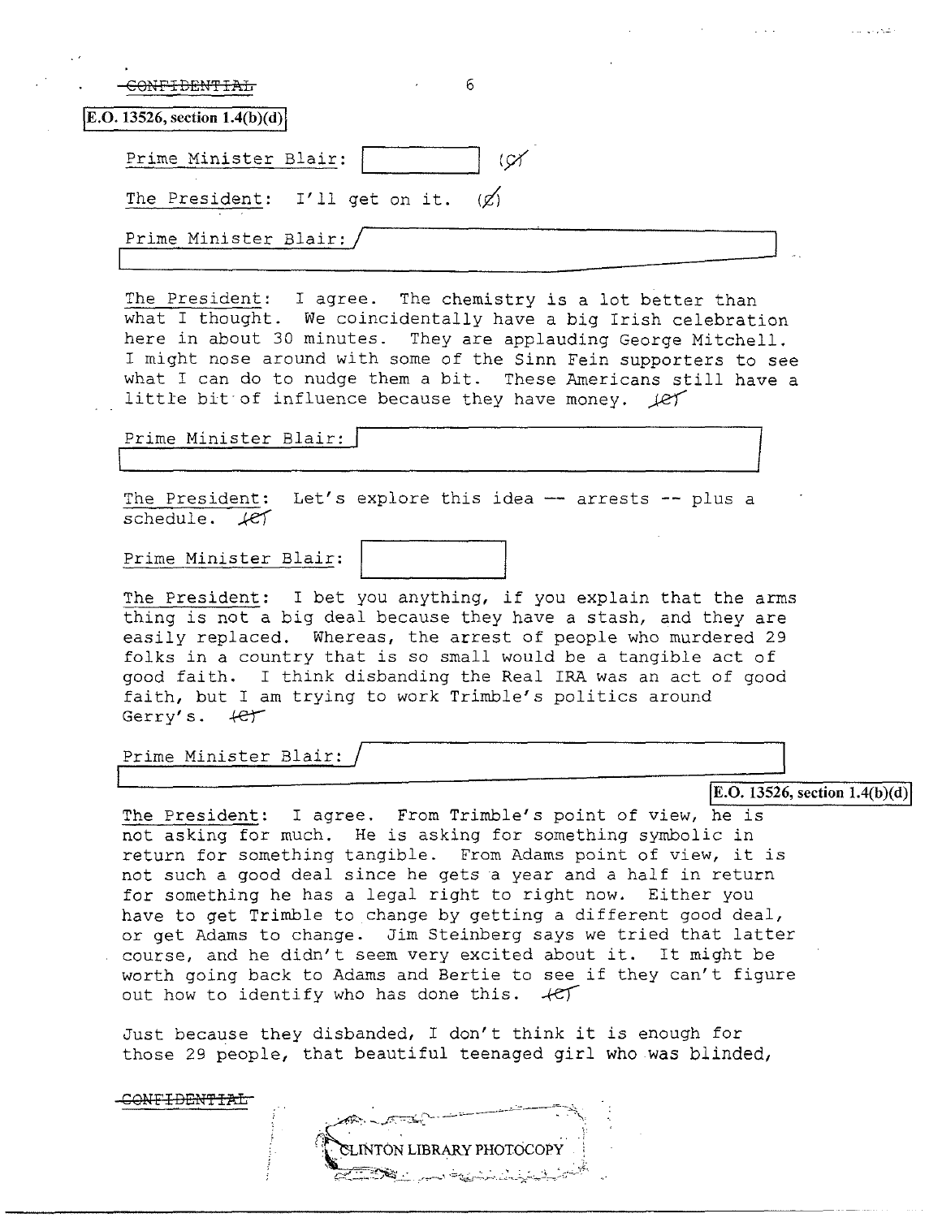~~CONFIDENTIAL~~

E.O. 13526, section 1.4(b)(d)

Prime Minister Blair: (C)

The President: I'll get on it. (C)

Prime Minister Blair:

The President: I agree. The chemistry is a lot better than what I thought. We coincidentally have a big Irish celebration here in about 30 minutes. They are applauding George Mitchell. I might nose around with some of the Sinn Fein supporters to see what I can do to nudge them a bit. These Americans still have a little bit of influence because they have money. (C)

Prime Minister Blair:

The President: Let's explore this idea -- arrests -- plus a schedule. (C)

Prime Minister Blair:

The President: I bet you anything, if you explain that the arms thing is not a big deal because they have a stash, and they are easily replaced. Whereas, the arrest of people who murdered 29 folks in a country that is so small would be a tangible act of good faith. I think disbanding the Real IRA was an act of good faith, but I am trying to work Trimble's politics around Gerry's. (C)

Prime Minister Blair:

E.O. 13526, section 1.4(b)(d)

The President: I agree. From Trimble's point of view, he is not asking for much. He is asking for something symbolic in return for something tangible. From Adams point of view, it is not such a good deal since he gets a year and a half in return for something he has a legal right to right now. Either you have to get Trimble to change by getting a different good deal, or get Adams to change. Jim Steinberg says we tried that latter course, and he didn't seem very excited about it. It might be worth going back to Adams and Bertie to see if they can't figure out how to identify who has done this. (C)

Just because they disbanded, I don't think it is enough for those 29 people, that beautiful teenaged girl who was blinded,

~~CONFIDENTIAL~~

CLINTON LIBRARY PHOTOCOPY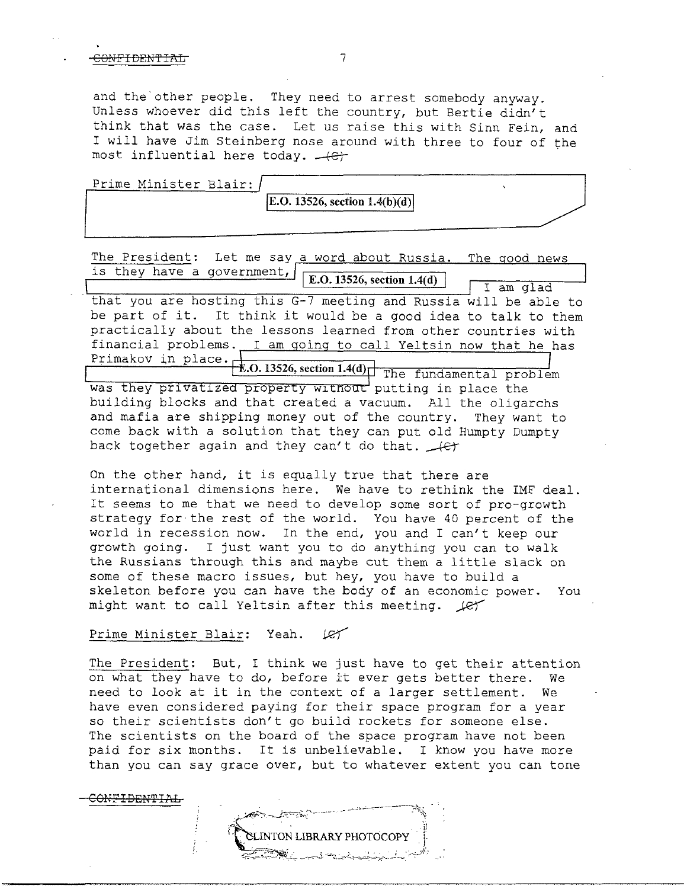and the other people. They need to arrest somebody anyway. Unless whoever did this left the country, but Bertie didn't think that was the case. Let us raise this with Sinn Fein, and I will have Jim Steinberg nose around with three to four of the most influential here today. (C)

Prime Minister Blair: E.O. 13526, section 1.4(b)(d)

The President: Let me say a word about Russia. The good news is they have a government, E.O. 13526, section 1.4(d) I am glad that you are hosting this G-7 meeting and Russia will be able to be part of it. It think it would be a good idea to talk to them practically about the lessons learned from other countries with financial problems. I am going to call Yeltsin now that he has Primakov in place. E.O. 13526, section 1.4(d) The fundamental problem was they privatized property without putting in place the building blocks and that created a vacuum. All the oligarchs and mafia are shipping money out of the country. They want to come back with a solution that they can put old Humpty Dumpty back together again and they can't do that. (C)

On the other hand, it is equally true that there are international dimensions here. We have to rethink the IMF deal. It seems to me that we need to develop some sort of pro-growth strategy for the rest of the world. You have 40 percent of the world in recession now. In the end, you and I can't keep our growth going. I just want you to do anything you can to walk the Russians through this and maybe cut them a little slack on some of these macro issues, but hey, you have to build a skeleton before you can have the body of an economic power. You might want to call Yeltsin after this meeting. (C)

Prime Minister Blair: Yeah. (C)

The President: But, I think we just have to get their attention on what they have to do, before it ever gets better there. We need to look at it in the context of a larger settlement. We have even considered paying for their space program for a year so their scientists don't go build rockets for someone else. The scientists on the board of the space program have not been paid for six months. It is unbelievable. I know you have more than you can say grace over, but to whatever extent you can tone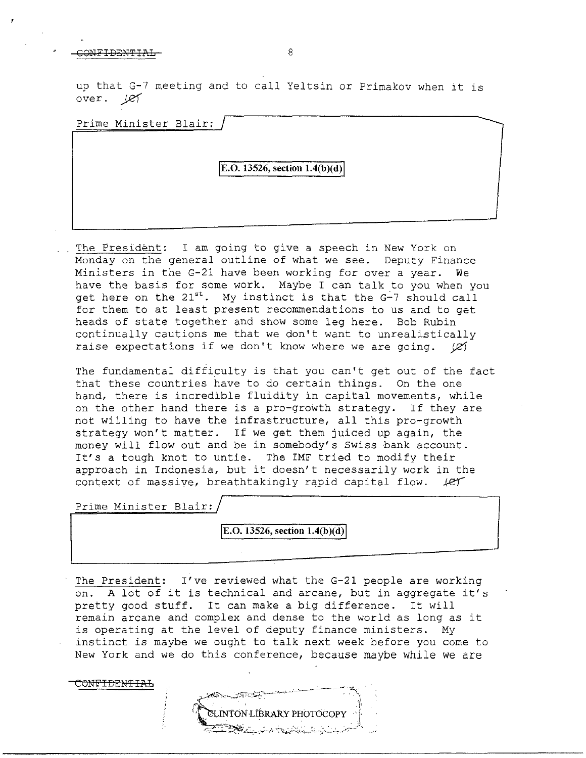up that G-7 meeting and to call Yeltsin or Primakov when it is over. (C)

Prime Minister Blair:

E.O. 13526, section 1.4(b)(d)

The President: I am going to give a speech in New York on Monday on the general outline of what we see. Deputy Finance Ministers in the G-21 have been working for over a year. We have the basis for some work. Maybe I can talk to you when you get here on the 21st. My instinct is that the G-7 should call for them to at least present recommendations to us and to get heads of state together and show some leg here. Bob Rubin continually cautions me that we don't want to unrealistically raise expectations if we don't know where we are going. (C)

The fundamental difficulty is that you can't get out of the fact that these countries have to do certain things. On the one hand, there is incredible fluidity in capital movements, while on the other hand there is a pro-growth strategy. If they are not willing to have the infrastructure, all this pro-growth strategy won't matter. If we get them juiced up again, the money will flow out and be in somebody's Swiss bank account. It's a tough knot to untie. The IMF tried to modify their approach in Indonesia, but it doesn't necessarily work in the context of massive, breathtakingly rapid capital flow. (C)

Prime Minister Blair:

E.O. 13526, section 1.4(b)(d)

The President: I've reviewed what the G-21 people are working on. A lot of it is technical and arcane, but in aggregate it's pretty good stuff. It can make a big difference. It will remain arcane and complex and dense to the world as long as it is operating at the level of deputy finance ministers. My instinct is maybe we ought to talk next week before you come to New York and we do this conference, because maybe while we are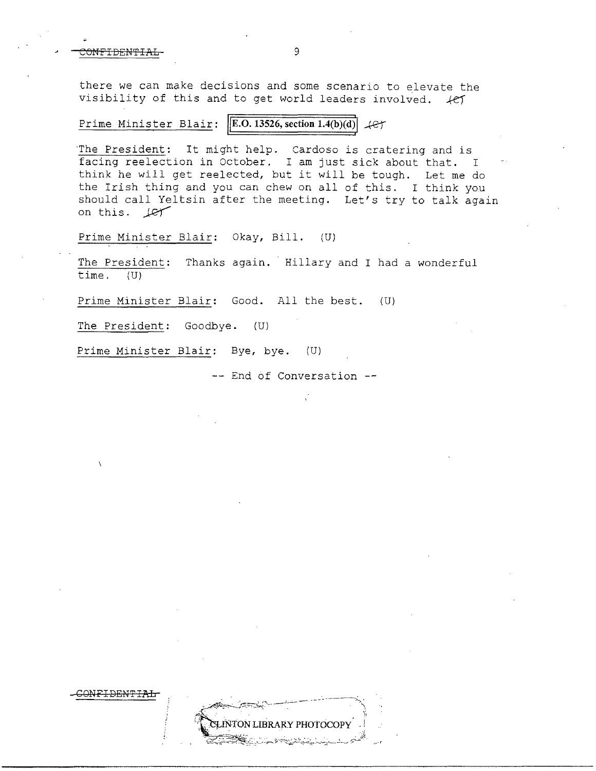there we can make decisions and some scenario to elevate the visibility of this and to get world leaders involved. (C)

Prime Minister Blair: E.O. 13526, section 1.4(b)(d) (C)

The President: It might help. Cardoso is cratering and is facing reelection in October. I am just sick about that. I think he will get reelected, but it will be tough. Let me do the Irish thing and you can chew on all of this. I think you should call Yeltsin after the meeting. Let's try to talk again on this. (C)

Prime Minister Blair: Okay, Bill. (U)

The President: Thanks again. Hillary and I had a wonderful time. (U)

Prime Minister Blair: Good. All the best. (U)

The President: Goodbye. (U)

Prime Minister Blair: Bye, bye. (U)

-- End of Conversation --

CLINTON LIBRARY PHOTOCOPY